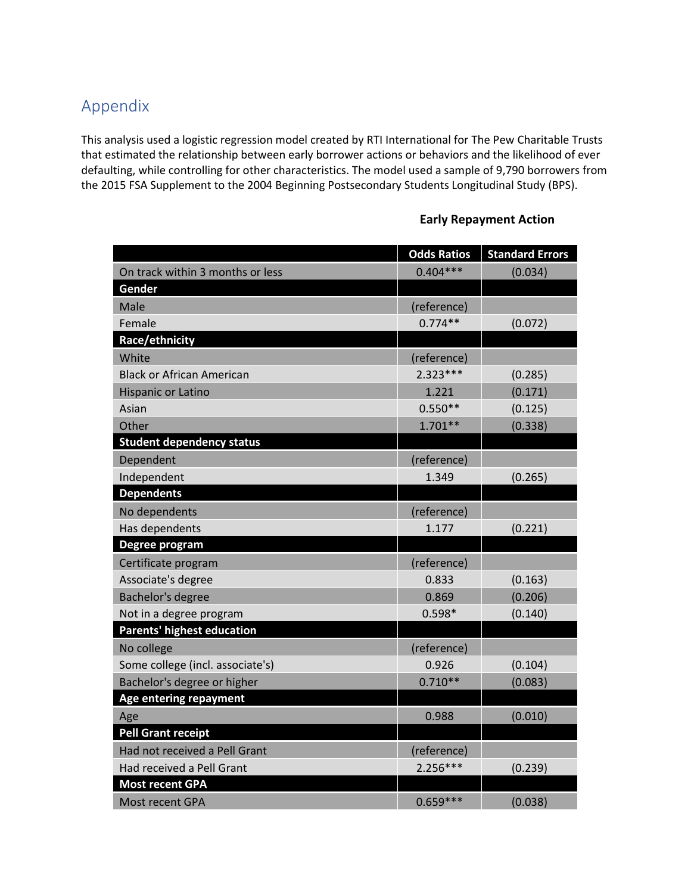## Appendix

This analysis used a logistic regression model created by RTI International for The Pew Charitable Trusts that estimated the relationship between early borrower actions or behaviors and the likelihood of ever defaulting, while controlling for other characteristics. The model used a sample of 9,790 borrowers from the 2015 FSA Supplement to the 2004 Beginning Postsecondary Students Longitudinal Study (BPS).

**Early Repayment Action**

| | Odds Ratios | Standard Errors |
|---|---|---|
| On track within 3 months or less | 0.404*** | (0.034) |
| **Gender** | | |
| Male | (reference) | |
| Female | 0.774** | (0.072) |
| **Race/ethnicity** | | |
| White | (reference) | |
| Black or African American | 2.323*** | (0.285) |
| Hispanic or Latino | 1.221 | (0.171) |
| Asian | 0.550** | (0.125) |
| Other | 1.701** | (0.338) |
| **Student dependency status** | | |
| Dependent | (reference) | |
| Independent | 1.349 | (0.265) |
| **Dependents** | | |
| No dependents | (reference) | |
| Has dependents | 1.177 | (0.221) |
| **Degree program** | | |
| Certificate program | (reference) | |
| Associate's degree | 0.833 | (0.163) |
| Bachelor's degree | 0.869 | (0.206) |
| Not in a degree program | 0.598* | (0.140) |
| **Parents' highest education** | | |
| No college | (reference) | |
| Some college (incl. associate's) | 0.926 | (0.104) |
| Bachelor's degree or higher | 0.710** | (0.083) |
| **Age entering repayment** | | |
| Age | 0.988 | (0.010) |
| **Pell Grant receipt** | | |
| Had not received a Pell Grant | (reference) | |
| Had received a Pell Grant | 2.256*** | (0.239) |
| **Most recent GPA** | | |
| Most recent GPA | 0.659*** | (0.038) |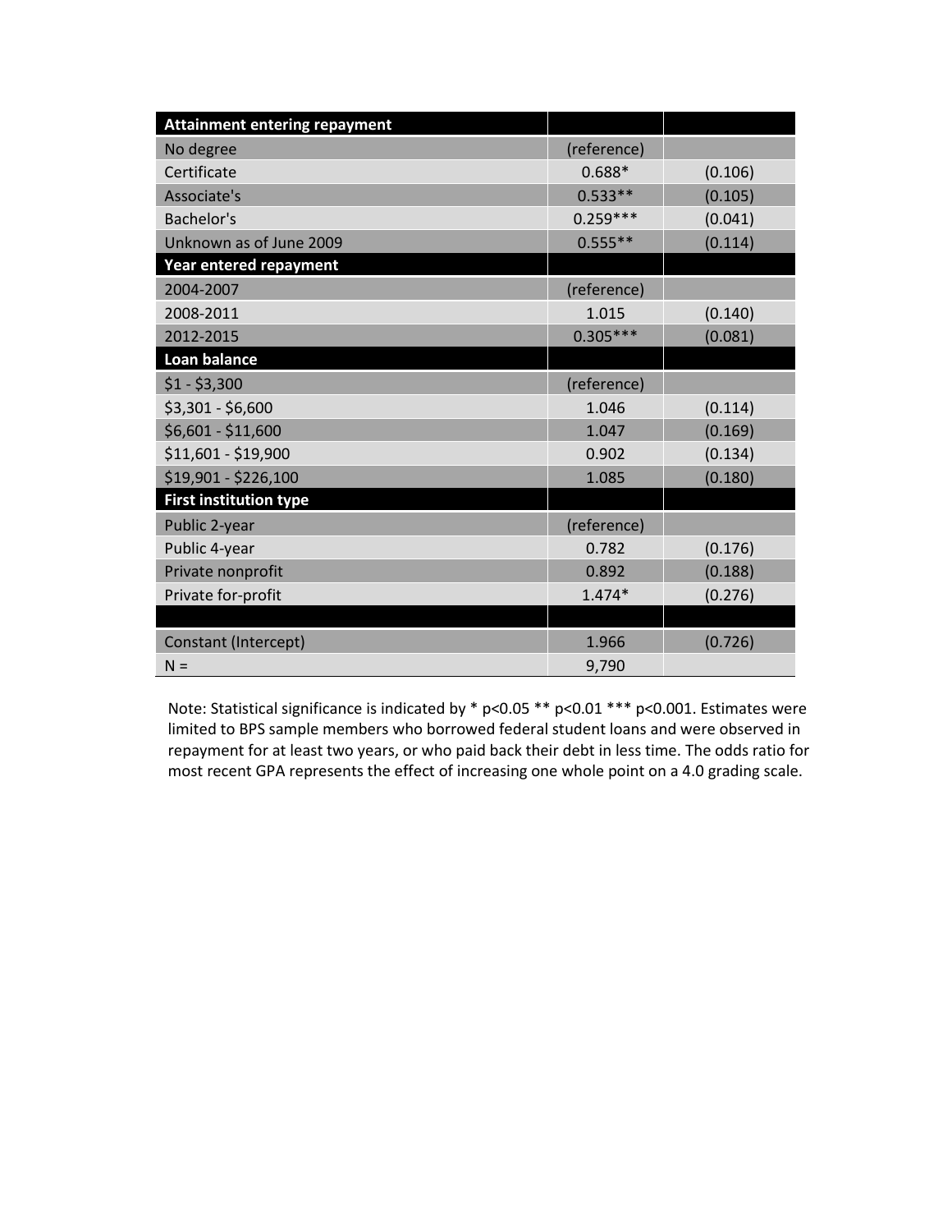| | | |
|---|---|---|
| **Attainment entering repayment** | | |
| No degree | (reference) | |
| Certificate | 0.688* | (0.106) |
| Associate's | 0.533** | (0.105) |
| Bachelor's | 0.259*** | (0.041) |
| Unknown as of June 2009 | 0.555** | (0.114) |
| **Year entered repayment** | | |
| 2004-2007 | (reference) | |
| 2008-2011 | 1.015 | (0.140) |
| 2012-2015 | 0.305*** | (0.081) |
| **Loan balance** | | |
| $1 - $3,300 | (reference) | |
| $3,301 - $6,600 | 1.046 | (0.114) |
| $6,601 - $11,600 | 1.047 | (0.169) |
| $11,601 - $19,900 | 0.902 | (0.134) |
| $19,901 - $226,100 | 1.085 | (0.180) |
| **First institution type** | | |
| Public 2-year | (reference) | |
| Public 4-year | 0.782 | (0.176) |
| Private nonprofit | 0.892 | (0.188) |
| Private for-profit | 1.474* | (0.276) |
| | | |
| Constant (Intercept) | 1.966 | (0.726) |
| N = | 9,790 | |

Note: Statistical significance is indicated by * $p<0.05$ ** $p<0.01$ *** $p<0.001$. Estimates were limited to BPS sample members who borrowed federal student loans and were observed in repayment for at least two years, or who paid back their debt in less time. The odds ratio for most recent GPA represents the effect of increasing one whole point on a 4.0 grading scale.